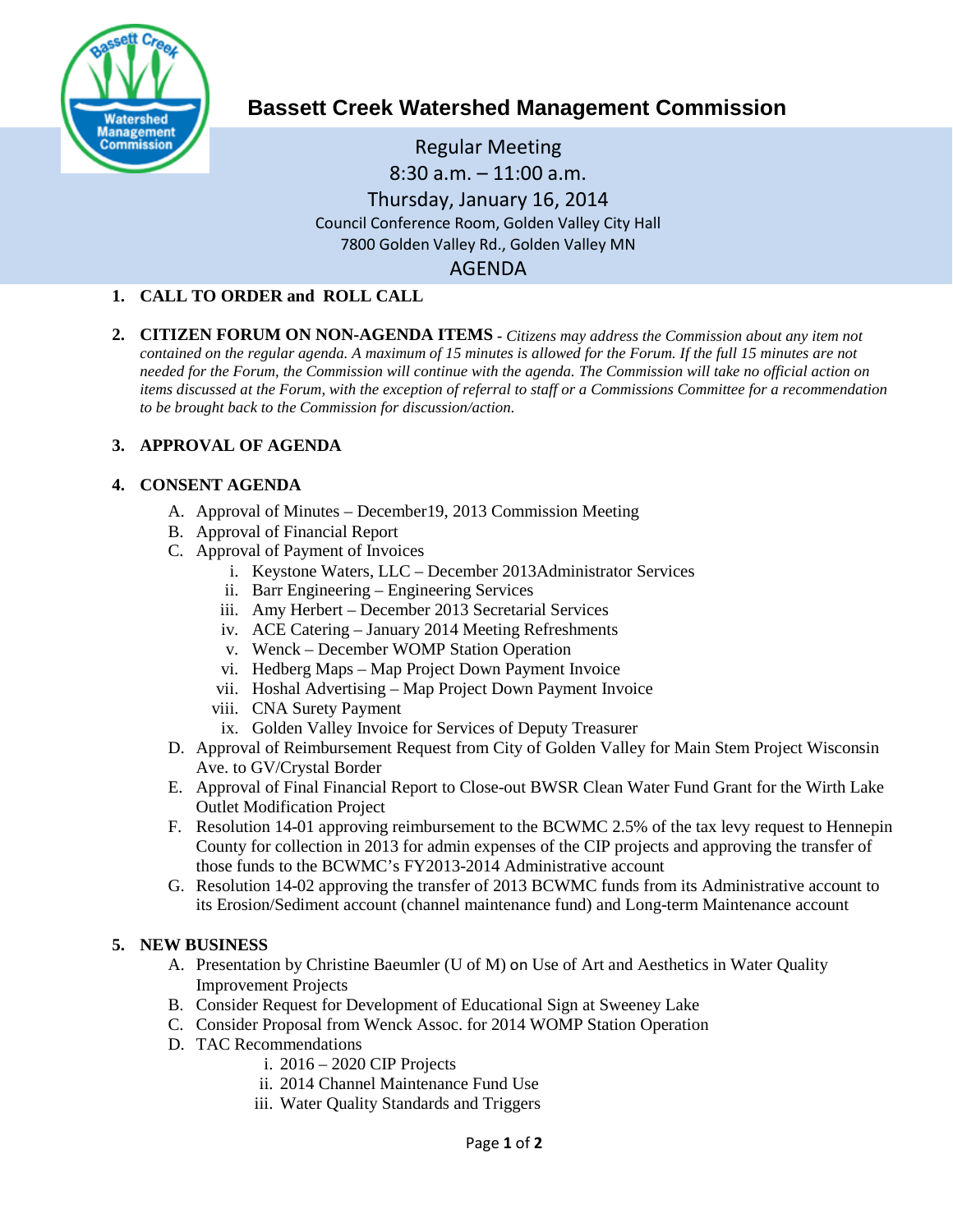# Bassett Creek Watershed Management Commission

Regular Meeting
8:30 a.m. – 11:00 a.m.
Thursday, January 16, 2014
Council Conference Room, Golden Valley City Hall
7800 Golden Valley Rd., Golden Valley MN

## AGENDA

1. **CALL TO ORDER and ROLL CALL**

2. **CITIZEN FORUM ON NON-AGENDA ITEMS** - *Citizens may address the Commission about any item not contained on the regular agenda. A maximum of 15 minutes is allowed for the Forum. If the full 15 minutes are not needed for the Forum, the Commission will continue with the agenda. The Commission will take no official action on items discussed at the Forum, with the exception of referral to staff or a Commissions Committee for a recommendation to be brought back to the Commission for discussion/action.*

3. **APPROVAL OF AGENDA**

4. **CONSENT AGENDA**
   A. Approval of Minutes – December19, 2013 Commission Meeting
   B. Approval of Financial Report
   C. Approval of Payment of Invoices
      i. Keystone Waters, LLC – December 2013Administrator Services
      ii. Barr Engineering – Engineering Services
      iii. Amy Herbert – December 2013 Secretarial Services
      iv. ACE Catering – January 2014 Meeting Refreshments
      v. Wenck – December WOMP Station Operation
      vi. Hedberg Maps – Map Project Down Payment Invoice
      vii. Hoshal Advertising – Map Project Down Payment Invoice
      viii. CNA Surety Payment
      ix. Golden Valley Invoice for Services of Deputy Treasurer
   D. Approval of Reimbursement Request from City of Golden Valley for Main Stem Project Wisconsin Ave. to GV/Crystal Border
   E. Approval of Final Financial Report to Close-out BWSR Clean Water Fund Grant for the Wirth Lake Outlet Modification Project
   F. Resolution 14-01 approving reimbursement to the BCWMC 2.5% of the tax levy request to Hennepin County for collection in 2013 for admin expenses of the CIP projects and approving the transfer of those funds to the BCWMC's FY2013-2014 Administrative account
   G. Resolution 14-02 approving the transfer of 2013 BCWMC funds from its Administrative account to its Erosion/Sediment account (channel maintenance fund) and Long-term Maintenance account

5. **NEW BUSINESS**
   A. Presentation by Christine Baeumler (U of M) on Use of Art and Aesthetics in Water Quality Improvement Projects
   B. Consider Request for Development of Educational Sign at Sweeney Lake
   C. Consider Proposal from Wenck Assoc. for 2014 WOMP Station Operation
   D. TAC Recommendations
      i. 2016 – 2020 CIP Projects
      ii. 2014 Channel Maintenance Fund Use
      iii. Water Quality Standards and Triggers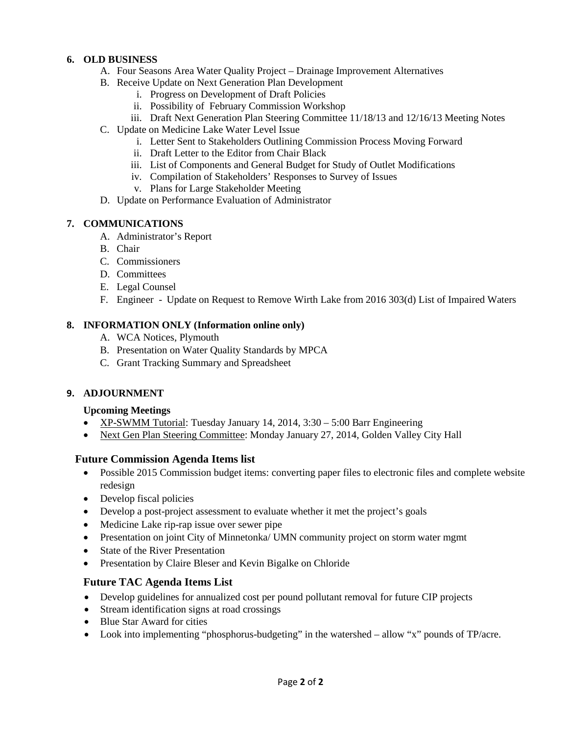**6. OLD BUSINESS**

A. Four Seasons Area Water Quality Project – Drainage Improvement Alternatives

B. Receive Update on Next Generation Plan Development
   - i. Progress on Development of Draft Policies
   - ii. Possibility of February Commission Workshop
   - iii. Draft Next Generation Plan Steering Committee 11/18/13 and 12/16/13 Meeting Notes

C. Update on Medicine Lake Water Level Issue
   - i. Letter Sent to Stakeholders Outlining Commission Process Moving Forward
   - ii. Draft Letter to the Editor from Chair Black
   - iii. List of Components and General Budget for Study of Outlet Modifications
   - iv. Compilation of Stakeholders' Responses to Survey of Issues
   - v. Plans for Large Stakeholder Meeting

D. Update on Performance Evaluation of Administrator

**7. COMMUNICATIONS**

A. Administrator's Report

B. Chair

C. Commissioners

D. Committees

E. Legal Counsel

F. Engineer - Update on Request to Remove Wirth Lake from 2016 303(d) List of Impaired Waters

**8. INFORMATION ONLY (Information online only)**

A. WCA Notices, Plymouth

B. Presentation on Water Quality Standards by MPCA

C. Grant Tracking Summary and Spreadsheet

**9. ADJOURNMENT**

**Upcoming Meetings**

- XP-SWMM Tutorial: Tuesday January 14, 2014, 3:30 – 5:00 Barr Engineering
- Next Gen Plan Steering Committee: Monday January 27, 2014, Golden Valley City Hall

## Future Commission Agenda Items list

- Possible 2015 Commission budget items: converting paper files to electronic files and complete website redesign
- Develop fiscal policies
- Develop a post-project assessment to evaluate whether it met the project's goals
- Medicine Lake rip-rap issue over sewer pipe
- Presentation on joint City of Minnetonka/ UMN community project on storm water mgmt
- State of the River Presentation
- Presentation by Claire Bleser and Kevin Bigalke on Chloride

## Future TAC Agenda Items List

- Develop guidelines for annualized cost per pound pollutant removal for future CIP projects
- Stream identification signs at road crossings
- Blue Star Award for cities
- Look into implementing "phosphorus-budgeting" in the watershed – allow "x" pounds of TP/acre.